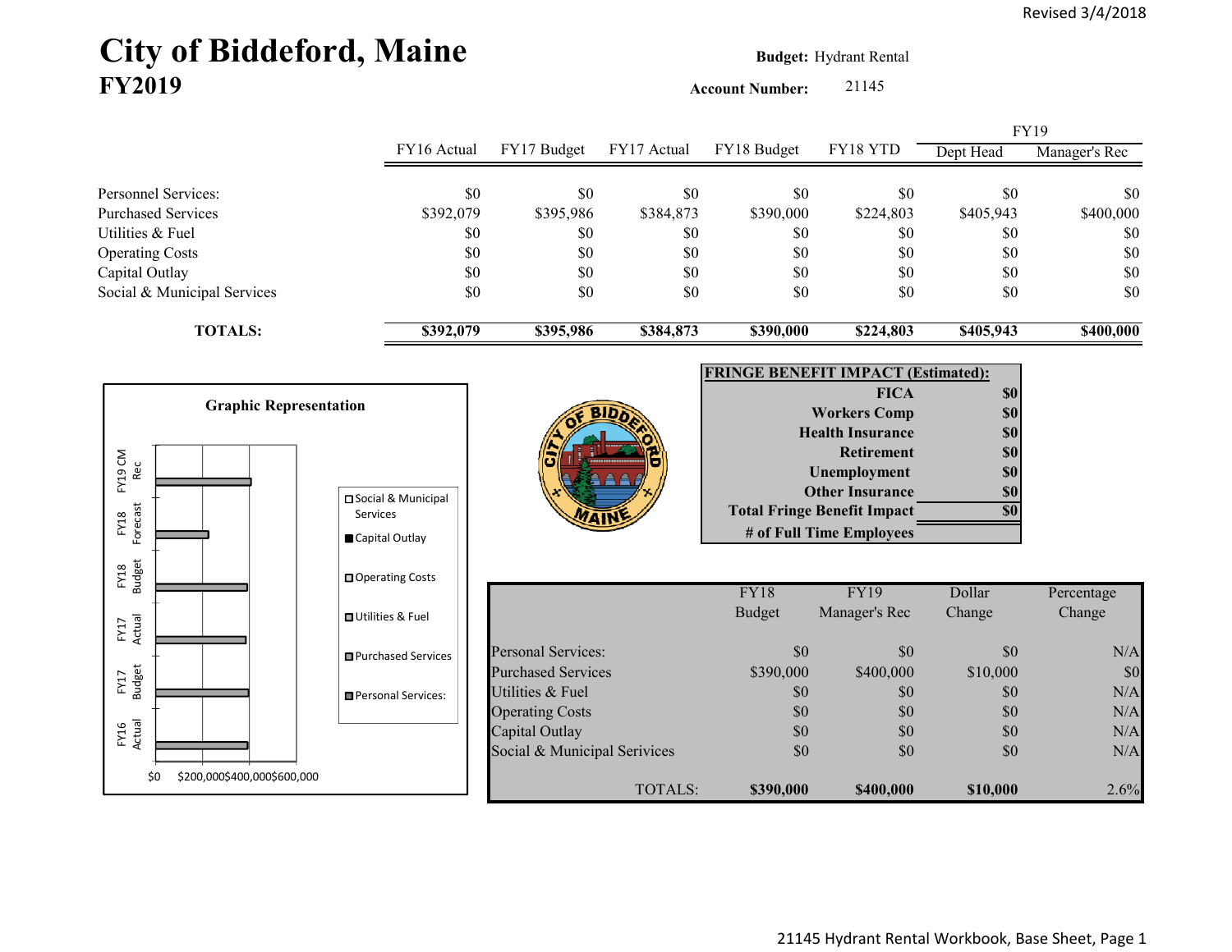Revised 3/4/2018

# City of Biddeford, Maine
## FY2019

**Budget:** Hydrant Rental

**Account Number:** 21145

| | FY16 Actual | FY17 Budget | FY17 Actual | FY18 Budget | FY18 YTD | FY19 Dept Head | FY19 Manager's Rec |
|---|---|---|---|---|---|---|---|
| Personnel Services: | $0 | $0 | $0 | $0 | $0 | $0 | $0 |
| Purchased Services | $392,079 | $395,986 | $384,873 | $390,000 | $224,803 | $405,943 | $400,000 |
| Utilities & Fuel | $0 | $0 | $0 | $0 | $0 | $0 | $0 |
| Operating Costs | $0 | $0 | $0 | $0 | $0 | $0 | $0 |
| Capital Outlay | $0 | $0 | $0 | $0 | $0 | $0 | $0 |
| Social & Municipal Services | $0 | $0 | $0 | $0 | $0 | $0 | $0 |
| **TOTALS:** | **$392,079** | **$395,986** | **$384,873** | **$390,000** | **$224,803** | **$405,943** | **$400,000** |

**Graphic Representation**

Categories: FY16 Actual, FY17 Budget, FY17 Actual, FY18 Budget, FY18 Forecast, FY19 CM Rec

Legend: Social & Municipal Services, Capital Outlay, Operating Costs, Utilities & Fuel, Purchased Services, Personal Services:

Axis: $0, $200,000, $400,000, $600,000

**FRINGE BENEFIT IMPACT (Estimated):**

| | |
|---|---|
| **FICA** | **$0** |
| **Workers Comp** | **$0** |
| **Health Insurance** | **$0** |
| **Retirement** | **$0** |
| **Unemployment** | **$0** |
| **Other Insurance** | **$0** |
| **Total Fringe Benefit Impact** | **$0** |
| **# of Full Time Employees** | |

| | FY18 Budget | FY19 Manager's Rec | Dollar Change | Percentage Change |
|---|---|---|---|---|
| Personal Services: | $0 | $0 | $0 | N/A |
| Purchased Services | $390,000 | $400,000 | $10,000 | $0 |
| Utilities & Fuel | $0 | $0 | $0 | N/A |
| Operating Costs | $0 | $0 | $0 | N/A |
| Capital Outlay | $0 | $0 | $0 | N/A |
| Social & Municipal Serivices | $0 | $0 | $0 | N/A |
| TOTALS: | **$390,000** | **$400,000** | **$10,000** | 2.6% |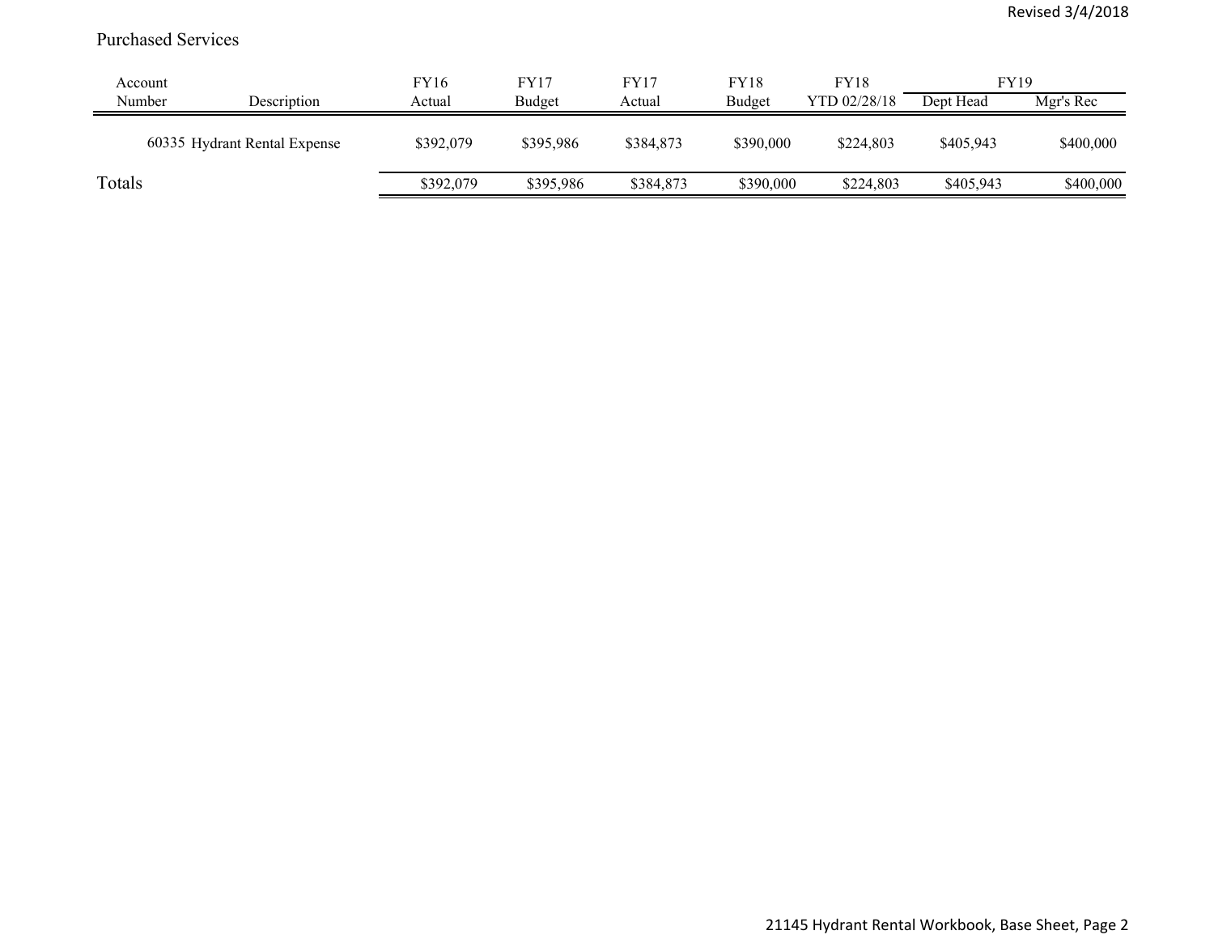Revised 3/4/2018

Purchased Services

| Account Number | Description | FY16 Actual | FY17 Budget | FY17 Actual | FY18 Budget | FY18 YTD 02/28/18 | FY19 Dept Head | FY19 Mgr's Rec |
|---|---|---|---|---|---|---|---|---|
| 60335 | Hydrant Rental Expense | $392,079 | $395,986 | $384,873 | $390,000 | $224,803 | $405,943 | $400,000 |
| Totals | | $392,079 | $395,986 | $384,873 | $390,000 | $224,803 | $405,943 | $400,000 |

21145 Hydrant Rental Workbook, Base Sheet, Page 2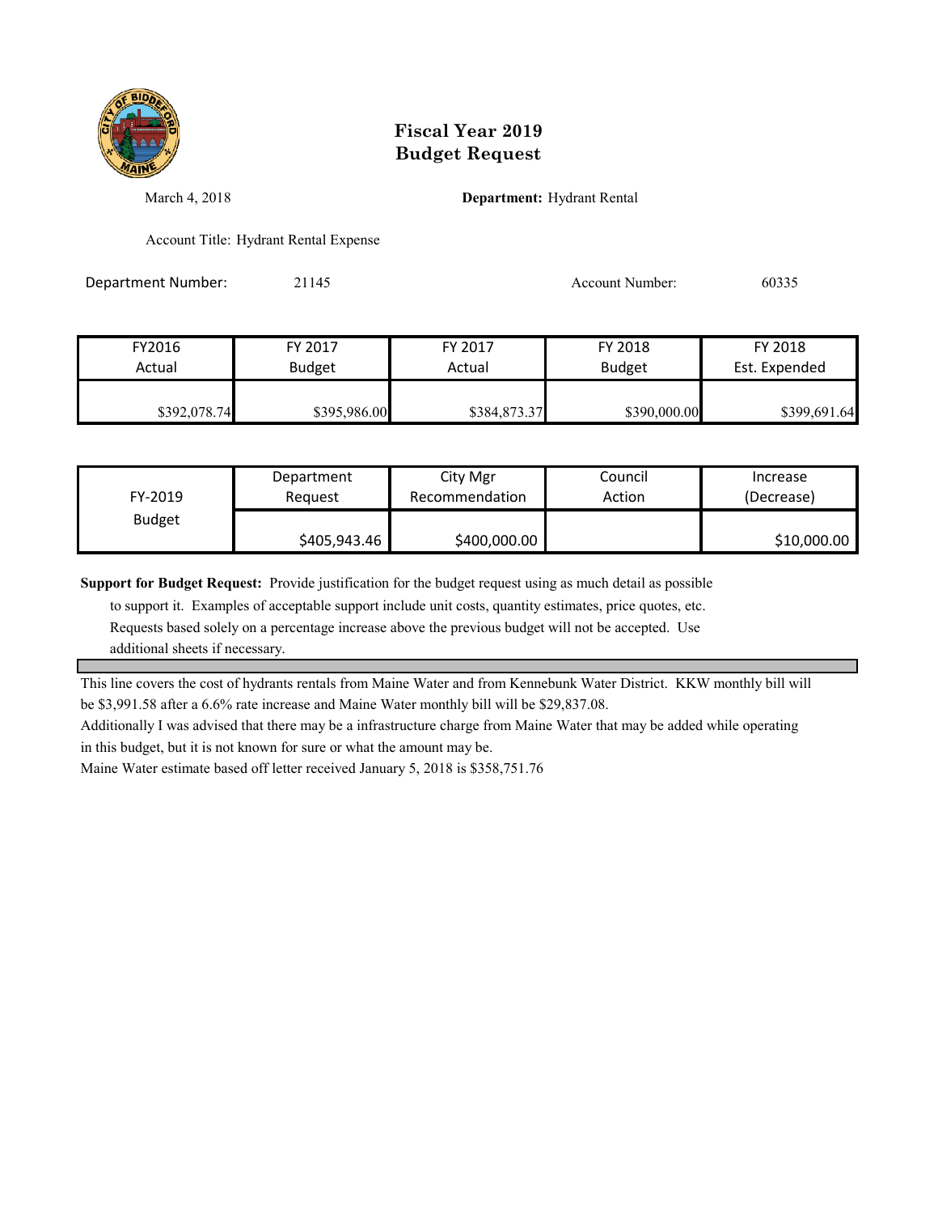# Fiscal Year 2019
# Budget Request

March 4, 2018

**Department:** Hydrant Rental

Account Title: Hydrant Rental Expense

Department Number: 21145

Account Number: 60335

| FY2016 Actual | FY 2017 Budget | FY 2017 Actual | FY 2018 Budget | FY 2018 Est. Expended |
|---|---|---|---|---|
| $392,078.74 | $395,986.00 | $384,873.37 | $390,000.00 | $399,691.64 |

| FY-2019 Budget | Department Request | City Mgr Recommendation | Council Action | Increase (Decrease) |
|---|---|---|---|---|
| | $405,943.46 | $400,000.00 | | $10,000.00 |

**Support for Budget Request:** Provide justification for the budget request using as much detail as possible to support it. Examples of acceptable support include unit costs, quantity estimates, price quotes, etc. Requests based solely on a percentage increase above the previous budget will not be accepted. Use additional sheets if necessary.

This line covers the cost of hydrants rentals from Maine Water and from Kennebunk Water District. KKW monthly bill will be $3,991.58 after a 6.6% rate increase and Maine Water monthly bill will be $29,837.08.

Additionally I was advised that there may be a infrastructure charge from Maine Water that may be added while operating in this budget, but it is not known for sure or what the amount may be.

Maine Water estimate based off letter received January 5, 2018 is $358,751.76